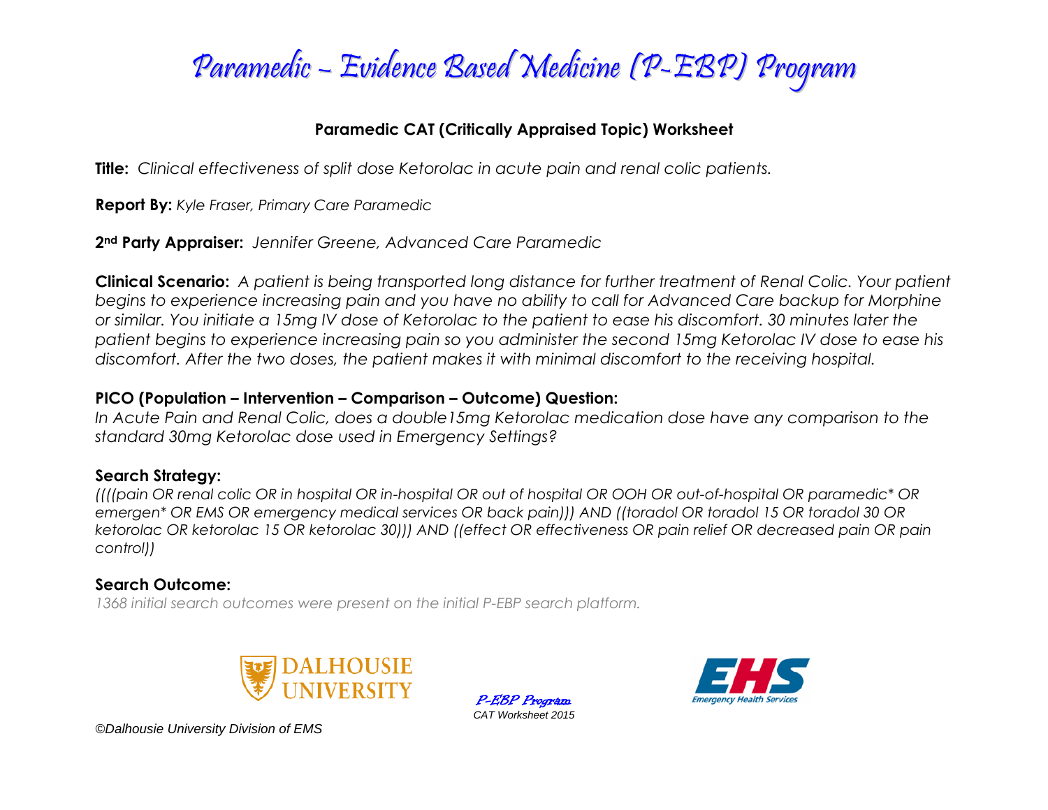# Paramedic – Evidence Based Medicine (P-EBP) Program

## Paramedic CAT (Critically Appraised Topic) Worksheet

**Title:** *Clinical effectiveness of split dose Ketorolac in acute pain and renal colic patients.*

**Report By:** *Kyle Fraser, Primary Care Paramedic*

**2nd Party Appraiser:** *Jennifer Greene, Advanced Care Paramedic*

**Clinical Scenario:** *A patient is being transported long distance for further treatment of Renal Colic. Your patient begins to experience increasing pain and you have no ability to call for Advanced Care backup for Morphine or similar. You initiate a 15mg IV dose of Ketorolac to the patient to ease his discomfort. 30 minutes later the patient begins to experience increasing pain so you administer the second 15mg Ketorolac IV dose to ease his discomfort. After the two doses, the patient makes it with minimal discomfort to the receiving hospital.*

### PICO (Population – Intervention – Comparison – Outcome) Question:

*In Acute Pain and Renal Colic, does a double15mg Ketorolac medication dose have any comparison to the standard 30mg Ketorolac dose used in Emergency Settings?*

### Search Strategy:

*((((pain OR renal colic OR in hospital OR in-hospital OR out of hospital OR OOH OR out-of-hospital OR paramedic* OR emergen* OR EMS OR emergency medical services OR back pain))) AND ((toradol OR toradol 15 OR toradol 30 OR ketorolac OR ketorolac 15 OR ketorolac 30))) AND ((effect OR effectiveness OR pain relief OR decreased pain OR pain control))*

### Search Outcome:

*1368 initial search outcomes were present on the initial P-EBP search platform.*

DALHOUSIE UNIVERSITY

*P-EBP Program*
*CAT Worksheet 2015*

EHS Emergency Health Services

*©Dalhousie University Division of EMS*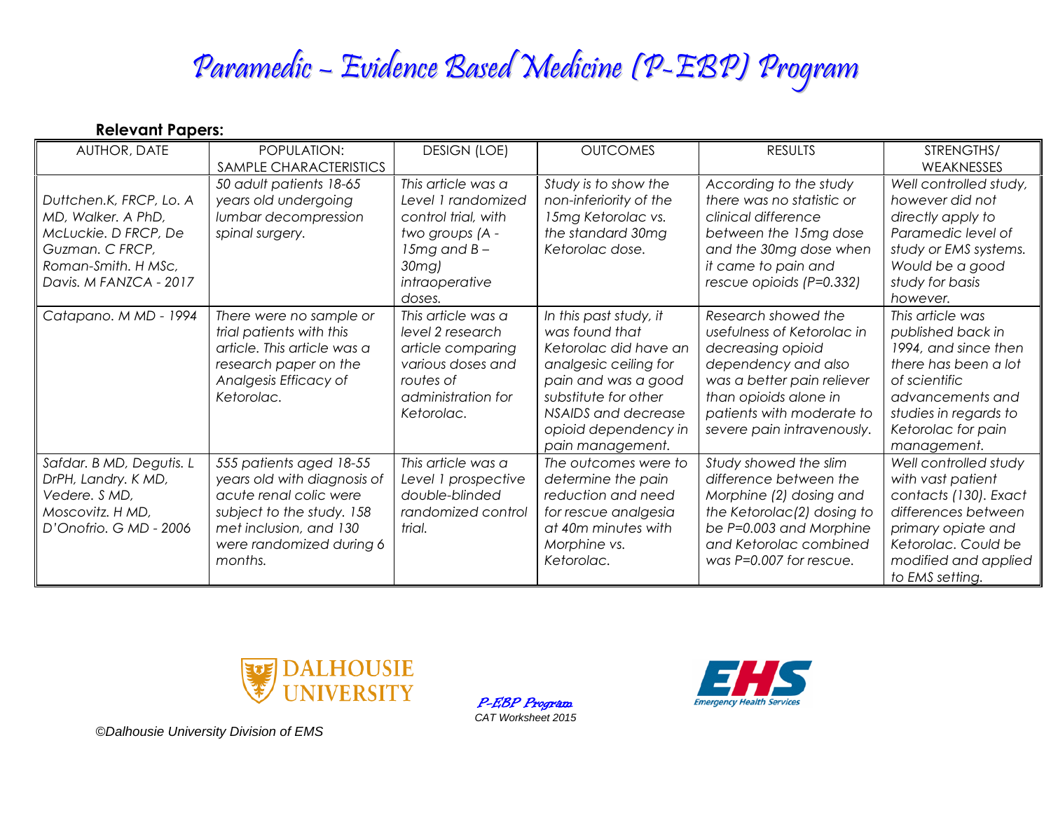# Paramedic – Evidence Based Medicine (P-EBP) Program

**Relevant Papers:**

| AUTHOR, DATE | POPULATION: SAMPLE CHARACTERISTICS | DESIGN (LOE) | OUTCOMES | RESULTS | STRENGTHS/ WEAKNESSES |
|---|---|---|---|---|---|
| *Duttchen.K, FRCP, Lo. A MD, Walker. A PhD, McLuckie. D FRCP, De Guzman. C FRCP, Roman-Smith. H MSc, Davis. M FANZCA - 2017* | *50 adult patients 18-65 years old undergoing lumbar decompression spinal surgery.* | *This article was a Level 1 randomized control trial, with two groups (A - 15mg and B – 30mg) intraoperative doses.* | *Study is to show the non-inferiority of the 15mg Ketorolac vs. the standard 30mg Ketorolac dose.* | *According to the study there was no statistic or clinical difference between the 15mg dose and the 30mg dose when it came to pain and rescue opioids (P=0.332)* | *Well controlled study, however did not directly apply to Paramedic level of study or EMS systems. Would be a good study for basis however.* |
| *Catapano. M MD - 1994* | *There were no sample or trial patients with this article. This article was a research paper on the Analgesis Efficacy of Ketorolac.* | *This article was a level 2 research article comparing various doses and routes of administration for Ketorolac.* | *In this past study, it was found that Ketorolac did have an analgesic ceiling for pain and was a good substitute for other NSAIDS and decrease opioid dependency in pain management.* | *Research showed the usefulness of Ketorolac in decreasing opioid dependency and also was a better pain reliever than opioids alone in patients with moderate to severe pain intravenously.* | *This article was published back in 1994, and since then there has been a lot of scientific advancements and studies in regards to Ketorolac for pain management.* |
| *Safdar. B MD, Degutis. L DrPH, Landry. K MD, Vedere. S MD, Moscovitz. H MD, D'Onofrio. G MD - 2006* | *555 patients aged 18-55 years old with diagnosis of acute renal colic were subject to the study. 158 met inclusion, and 130 were randomized during 6 months.* | *This article was a Level 1 prospective double-blinded randomized control trial.* | *The outcomes were to determine the pain reduction and need for rescue analgesia at 40m minutes with Morphine vs. Ketorolac.* | *Study showed the slim difference between the Morphine (2) dosing and the Ketorolac(2) dosing to be P=0.003 and Morphine and Ketorolac combined was P=0.007 for rescue.* | *Well controlled study with vast patient contacts (130). Exact differences between primary opiate and Ketorolac. Could be modified and applied to EMS setting.* |

*P-EBP Program*
*CAT Worksheet 2015*

*©Dalhousie University Division of EMS*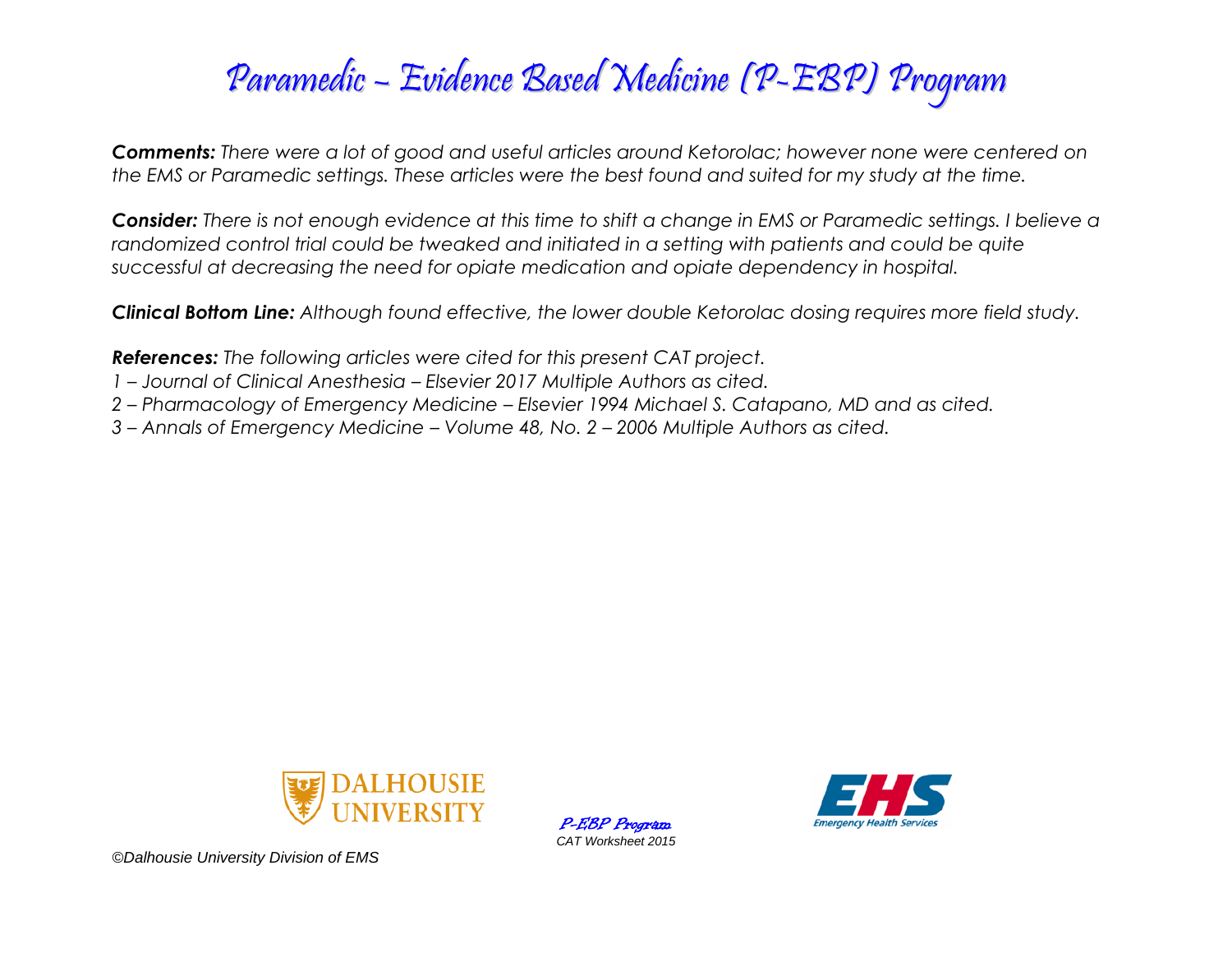# Paramedic – Evidence Based Medicine (P-EBP) Program

***Comments:*** *There were a lot of good and useful articles around Ketorolac; however none were centered on the EMS or Paramedic settings. These articles were the best found and suited for my study at the time.*

***Consider:*** *There is not enough evidence at this time to shift a change in EMS or Paramedic settings. I believe a randomized control trial could be tweaked and initiated in a setting with patients and could be quite successful at decreasing the need for opiate medication and opiate dependency in hospital.*

***Clinical Bottom Line:*** *Although found effective, the lower double Ketorolac dosing requires more field study.*

***References:*** *The following articles were cited for this present CAT project.*

*1 – Journal of Clinical Anesthesia – Elsevier 2017 Multiple Authors as cited.*

*2 – Pharmacology of Emergency Medicine – Elsevier 1994 Michael S. Catapano, MD and as cited.*

*3 – Annals of Emergency Medicine – Volume 48, No. 2 – 2006 Multiple Authors as cited.*

DALHOUSIE UNIVERSITY

*P-EBP Program*
*CAT Worksheet 2015*

EHS Emergency Health Services

*©Dalhousie University Division of EMS*